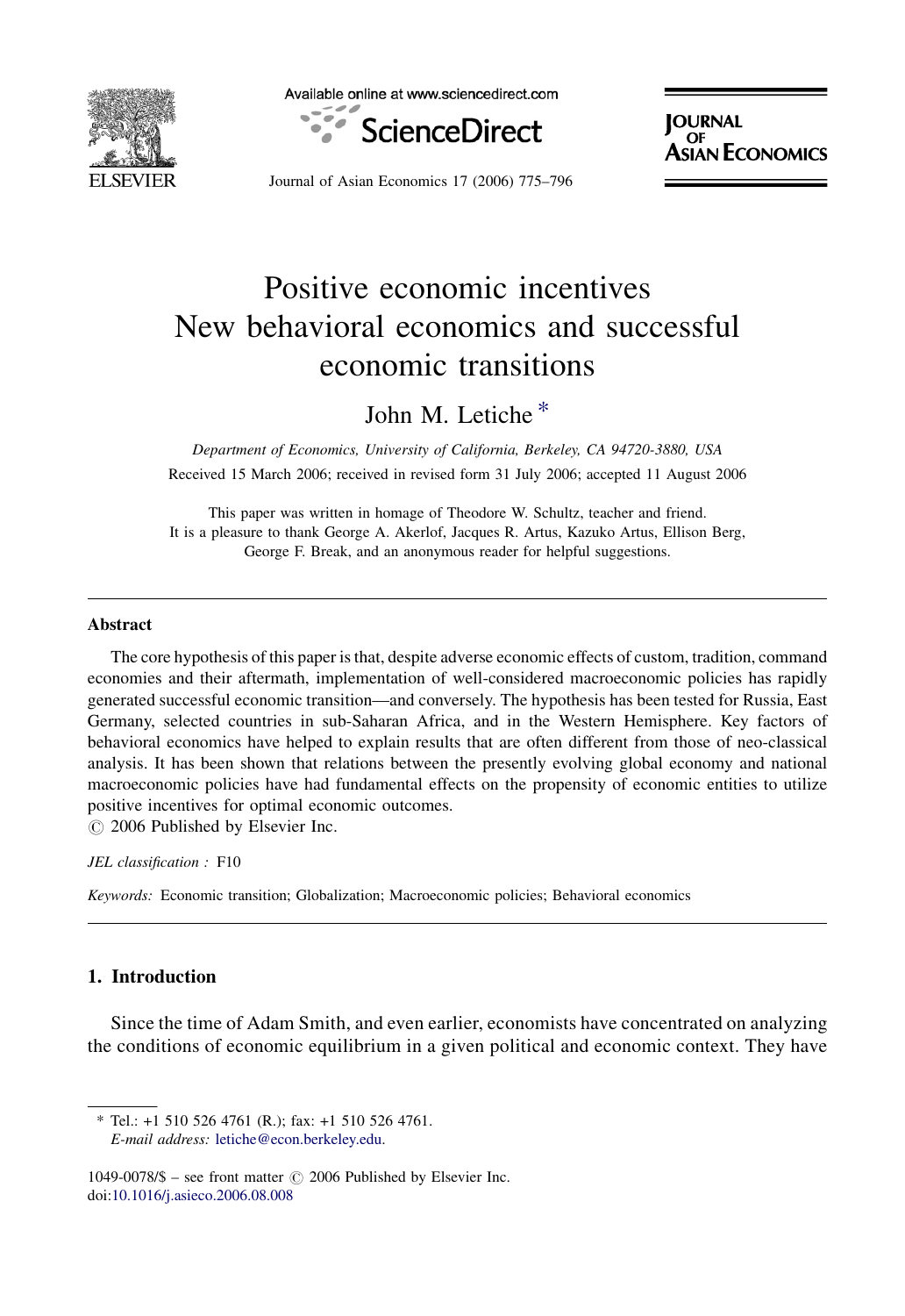# Positive economic incentives New behavioral economics and successful economic transitions

John M. Letiche *

*Department of Economics, University of California, Berkeley, CA 94720-3880, USA*

Received 15 March 2006; received in revised form 31 July 2006; accepted 11 August 2006

This paper was written in homage of Theodore W. Schultz, teacher and friend. It is a pleasure to thank George A. Akerlof, Jacques R. Artus, Kazuko Artus, Ellison Berg, George F. Break, and an anonymous reader for helpful suggestions.

## Abstract

The core hypothesis of this paper is that, despite adverse economic effects of custom, tradition, command economies and their aftermath, implementation of well-considered macroeconomic policies has rapidly generated successful economic transition—and conversely. The hypothesis has been tested for Russia, East Germany, selected countries in sub-Saharan Africa, and in the Western Hemisphere. Key factors of behavioral economics have helped to explain results that are often different from those of neo-classical analysis. It has been shown that relations between the presently evolving global economy and national macroeconomic policies have had fundamental effects on the propensity of economic entities to utilize positive incentives for optimal economic outcomes.

© 2006 Published by Elsevier Inc.

*JEL classification :* F10

*Keywords:* Economic transition; Globalization; Macroeconomic policies; Behavioral economics

## 1. Introduction

Since the time of Adam Smith, and even earlier, economists have concentrated on analyzing the conditions of economic equilibrium in a given political and economic context. They have

---

* Tel.: +1 510 526 4761 (R.); fax: +1 510 526 4761.
*E-mail address:* letiche@econ.berkeley.edu.

1049-0078/$ – see front matter © 2006 Published by Elsevier Inc.
doi:10.1016/j.asieco.2006.08.008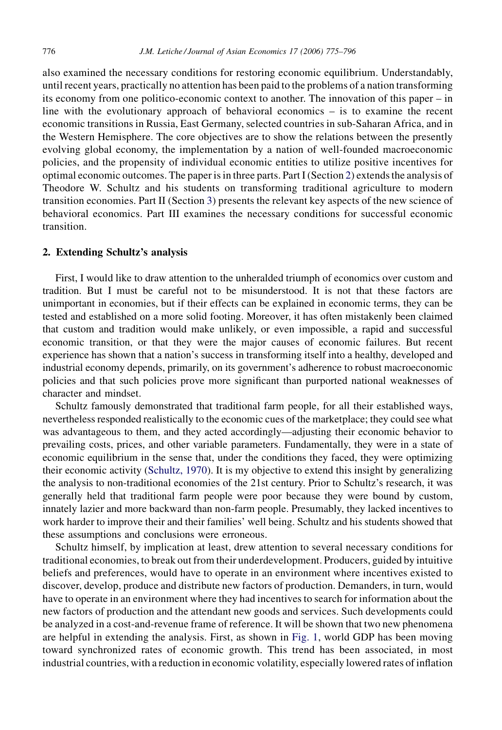also examined the necessary conditions for restoring economic equilibrium. Understandably, until recent years, practically no attention has been paid to the problems of a nation transforming its economy from one politico-economic context to another. The innovation of this paper – in line with the evolutionary approach of behavioral economics – is to examine the recent economic transitions in Russia, East Germany, selected countries in sub-Saharan Africa, and in the Western Hemisphere. The core objectives are to show the relations between the presently evolving global economy, the implementation by a nation of well-founded macroeconomic policies, and the propensity of individual economic entities to utilize positive incentives for optimal economic outcomes. The paper is in three parts. Part I (Section 2) extends the analysis of Theodore W. Schultz and his students on transforming traditional agriculture to modern transition economies. Part II (Section 3) presents the relevant key aspects of the new science of behavioral economics. Part III examines the necessary conditions for successful economic transition.

## 2. Extending Schultz's analysis

First, I would like to draw attention to the unheralded triumph of economics over custom and tradition. But I must be careful not to be misunderstood. It is not that these factors are unimportant in economics, but if their effects can be explained in economic terms, they can be tested and established on a more solid footing. Moreover, it has often mistakenly been claimed that custom and tradition would make unlikely, or even impossible, a rapid and successful economic transition, or that they were the major causes of economic failures. But recent experience has shown that a nation's success in transforming itself into a healthy, developed and industrial economy depends, primarily, on its government's adherence to robust macroeconomic policies and that such policies prove more significant than purported national weaknesses of character and mindset.

Schultz famously demonstrated that traditional farm people, for all their established ways, nevertheless responded realistically to the economic cues of the marketplace; they could see what was advantageous to them, and they acted accordingly—adjusting their economic behavior to prevailing costs, prices, and other variable parameters. Fundamentally, they were in a state of economic equilibrium in the sense that, under the conditions they faced, they were optimizing their economic activity (Schultz, 1970). It is my objective to extend this insight by generalizing the analysis to non-traditional economies of the 21st century. Prior to Schultz's research, it was generally held that traditional farm people were poor because they were bound by custom, innately lazier and more backward than non-farm people. Presumably, they lacked incentives to work harder to improve their and their families' well being. Schultz and his students showed that these assumptions and conclusions were erroneous.

Schultz himself, by implication at least, drew attention to several necessary conditions for traditional economies, to break out from their underdevelopment. Producers, guided by intuitive beliefs and preferences, would have to operate in an environment where incentives existed to discover, develop, produce and distribute new factors of production. Demanders, in turn, would have to operate in an environment where they had incentives to search for information about the new factors of production and the attendant new goods and services. Such developments could be analyzed in a cost-and-revenue frame of reference. It will be shown that two new phenomena are helpful in extending the analysis. First, as shown in Fig. 1, world GDP has been moving toward synchronized rates of economic growth. This trend has been associated, in most industrial countries, with a reduction in economic volatility, especially lowered rates of inflation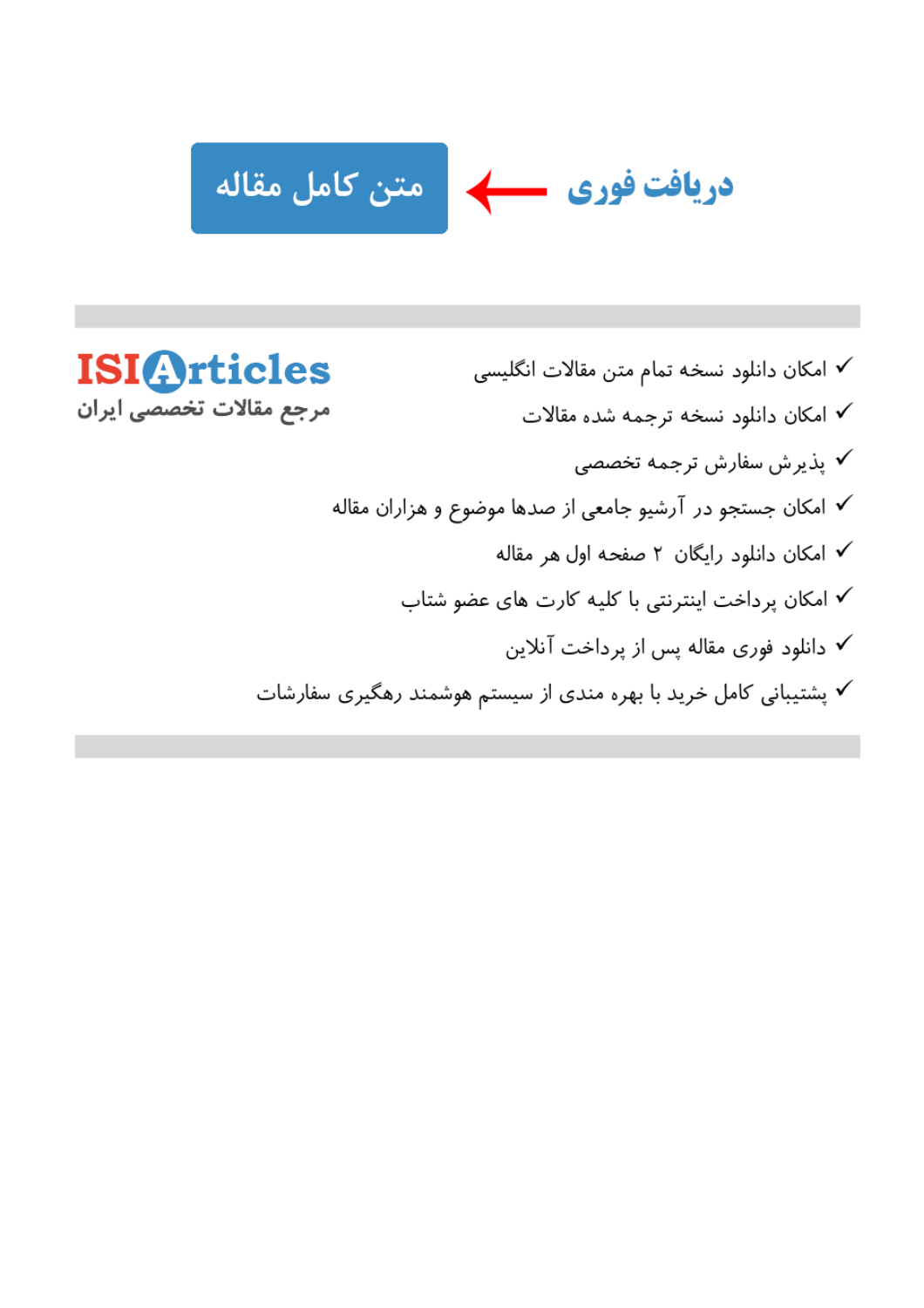دریافت فوری ← متن کامل مقاله

**ISIArticles**
مرجع مقالات تخصصی ایران

- ✓ امکان دانلود نسخه تمام متن مقالات انگلیسی
- ✓ امکان دانلود نسخه ترجمه شده مقالات
- ✓ پذیرش سفارش ترجمه تخصصی
- ✓ امکان جستجو در آرشیو جامعی از صدها موضوع و هزاران مقاله
- ✓ امکان دانلود رایگان ۲ صفحه اول هر مقاله
- ✓ امکان پرداخت اینترنتی با کلیه کارت های عضو شتاب
- ✓ دانلود فوری مقاله پس از پرداخت آنلاین
- ✓ پشتیبانی کامل خرید با بهره مندی از سیستم هوشمند رهگیری سفارشات